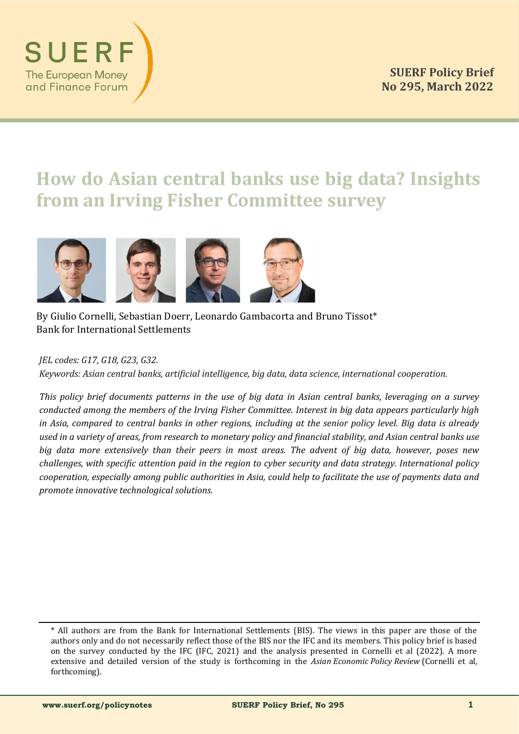SUERF
The European Money and Finance Forum

**SUERF Policy Brief**
**No 295, March 2022**

# How do Asian central banks use big data? Insights from an Irving Fisher Committee survey

By Giulio Cornelli, Sebastian Doerr, Leonardo Gambacorta and Bruno Tissot*
Bank for International Settlements

*JEL codes: G17, G18, G23, G32.*
*Keywords: Asian central banks, artificial intelligence, big data, data science, international cooperation.*

*This policy brief documents patterns in the use of big data in Asian central banks, leveraging on a survey conducted among the members of the Irving Fisher Committee. Interest in big data appears particularly high in Asia, compared to central banks in other regions, including at the senior policy level. Big data is already used in a variety of areas, from research to monetary policy and financial stability, and Asian central banks use big data more extensively than their peers in most areas. The advent of big data, however, poses new challenges, with specific attention paid in the region to cyber security and data strategy. International policy cooperation, especially among public authorities in Asia, could help to facilitate the use of payments data and promote innovative technological solutions.*

---

\* All authors are from the Bank for International Settlements (BIS). The views in this paper are those of the authors only and do not necessarily reflect those of the BIS nor the IFC and its members. This policy brief is based on the survey conducted by the IFC (IFC, 2021) and the analysis presented in Cornelli et al (2022). A more extensive and detailed version of the study is forthcoming in the *Asian Economic Policy Review* (Cornelli et al, forthcoming).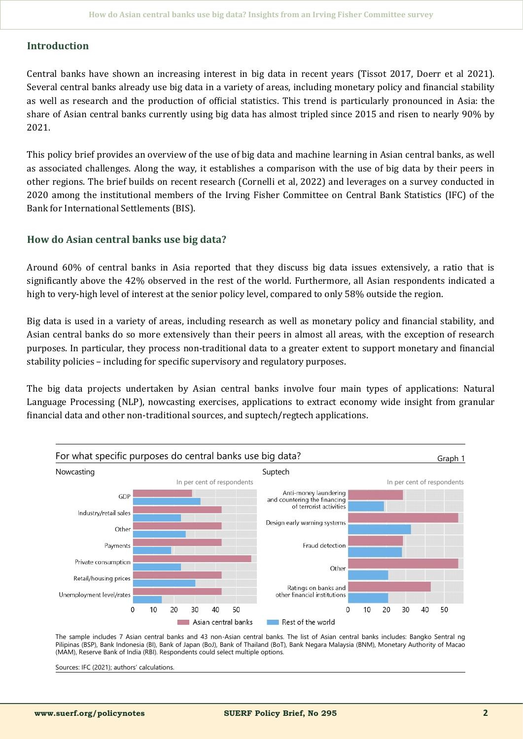## Introduction

Central banks have shown an increasing interest in big data in recent years (Tissot 2017, Doerr et al 2021). Several central banks already use big data in a variety of areas, including monetary policy and financial stability as well as research and the production of official statistics. This trend is particularly pronounced in Asia: the share of Asian central banks currently using big data has almost tripled since 2015 and risen to nearly 90% by 2021.

This policy brief provides an overview of the use of big data and machine learning in Asian central banks, as well as associated challenges. Along the way, it establishes a comparison with the use of big data by their peers in other regions. The brief builds on recent research (Cornelli et al, 2022) and leverages on a survey conducted in 2020 among the institutional members of the Irving Fisher Committee on Central Bank Statistics (IFC) of the Bank for International Settlements (BIS).

## How do Asian central banks use big data?

Around 60% of central banks in Asia reported that they discuss big data issues extensively, a ratio that is significantly above the 42% observed in the rest of the world. Furthermore, all Asian respondents indicated a high to very-high level of interest at the senior policy level, compared to only 58% outside the region.

Big data is used in a variety of areas, including research as well as monetary policy and financial stability, and Asian central banks do so more extensively than their peers in almost all areas, with the exception of research purposes. In particular, they process non-traditional data to a greater extent to support monetary and financial stability policies – including for specific supervisory and regulatory purposes.

The big data projects undertaken by Asian central banks involve four main types of applications: Natural Language Processing (NLP), nowcasting exercises, applications to extract economy wide insight from granular financial data and other non-traditional sources, and suptech/regtech applications.

For what specific purposes do central banks use big data? Graph 1

Nowcasting (In per cent of respondents): GDP; Industry/retail sales; Other; Payments; Private consumption; Retail/housing prices; Unemployment level/rates

Suptech (In per cent of respondents): Anti-money laundering and countering the financing of terrorist activities; Design early warning systems; Fraud detection; Other; Ratings on banks and other financial institutions

Legend: Asian central banks; Rest of the world

The sample includes 7 Asian central banks and 43 non-Asian central banks. The list of Asian central banks includes: Bangko Sentral ng Pilipinas (BSP), Bank Indonesia (BI), Bank of Japan (BoJ), Bank of Thailand (BoT), Bank Negara Malaysia (BNM), Monetary Authority of Macao (MAM), Reserve Bank of India (RBI). Respondents could select multiple options.

Sources: IFC (2021); authors' calculations.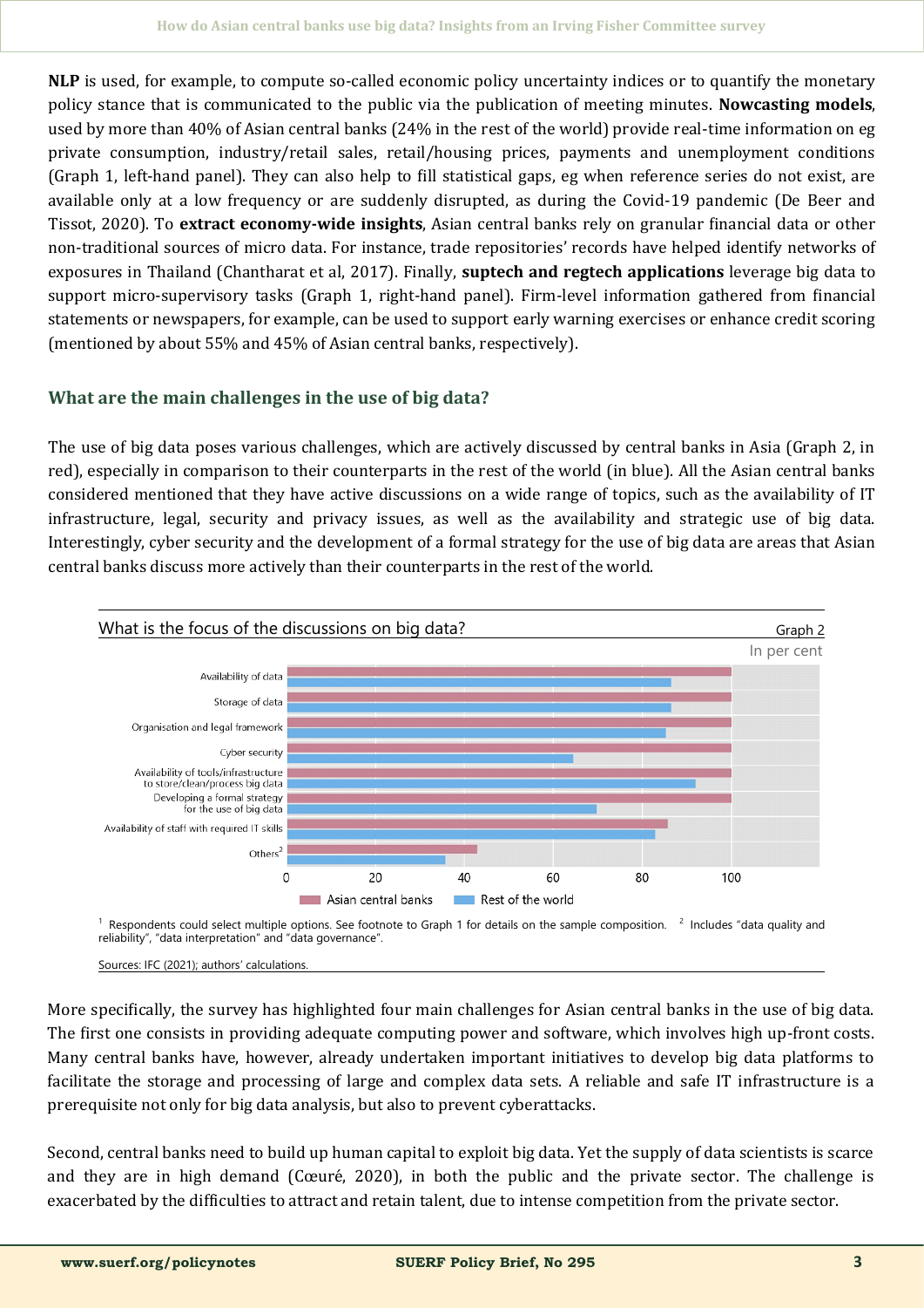**NLP** is used, for example, to compute so-called economic policy uncertainty indices or to quantify the monetary policy stance that is communicated to the public via the publication of meeting minutes. **Nowcasting models**, used by more than 40% of Asian central banks (24% in the rest of the world) provide real-time information on eg private consumption, industry/retail sales, retail/housing prices, payments and unemployment conditions (Graph 1, left-hand panel). They can also help to fill statistical gaps, eg when reference series do not exist, are available only at a low frequency or are suddenly disrupted, as during the Covid-19 pandemic (De Beer and Tissot, 2020). To **extract economy-wide insights**, Asian central banks rely on granular financial data or other non-traditional sources of micro data. For instance, trade repositories' records have helped identify networks of exposures in Thailand (Chantharat et al, 2017). Finally, **suptech and regtech applications** leverage big data to support micro-supervisory tasks (Graph 1, right-hand panel). Firm-level information gathered from financial statements or newspapers, for example, can be used to support early warning exercises or enhance credit scoring (mentioned by about 55% and 45% of Asian central banks, respectively).

## What are the main challenges in the use of big data?

The use of big data poses various challenges, which are actively discussed by central banks in Asia (Graph 2, in red), especially in comparison to their counterparts in the rest of the world (in blue). All the Asian central banks considered mentioned that they have active discussions on a wide range of topics, such as the availability of IT infrastructure, legal, security and privacy issues, as well as the availability and strategic use of big data. Interestingly, cyber security and the development of a formal strategy for the use of big data are areas that Asian central banks discuss more actively than their counterparts in the rest of the world.

What is the focus of the discussions on big data? Graph 2

In per cent

| | Asian central banks | Rest of the world |
|---|---|---|
| Availability of data | 100 | 86 |
| Storage of data | 100 | 86 |
| Organisation and legal framework | 100 | 85 |
| Cyber security | 100 | 64 |
| Availability of tools/infrastructure to store/clean/process big data | 100 | 92 |
| Developing a formal strategy for the use of big data | 100 | 70 |
| Availability of staff with required IT skills | 86 | 83 |
| Others[2] | 43 | 36 |

[1] Respondents could select multiple options. See footnote to Graph 1 for details on the sample composition. [2] Includes "data quality and reliability", "data interpretation" and "data governance".

Sources: IFC (2021); authors' calculations.

More specifically, the survey has highlighted four main challenges for Asian central banks in the use of big data. The first one consists in providing adequate computing power and software, which involves high up-front costs. Many central banks have, however, already undertaken important initiatives to develop big data platforms to facilitate the storage and processing of large and complex data sets. A reliable and safe IT infrastructure is a prerequisite not only for big data analysis, but also to prevent cyberattacks.

Second, central banks need to build up human capital to exploit big data. Yet the supply of data scientists is scarce and they are in high demand (Cœuré, 2020), in both the public and the private sector. The challenge is exacerbated by the difficulties to attract and retain talent, due to intense competition from the private sector.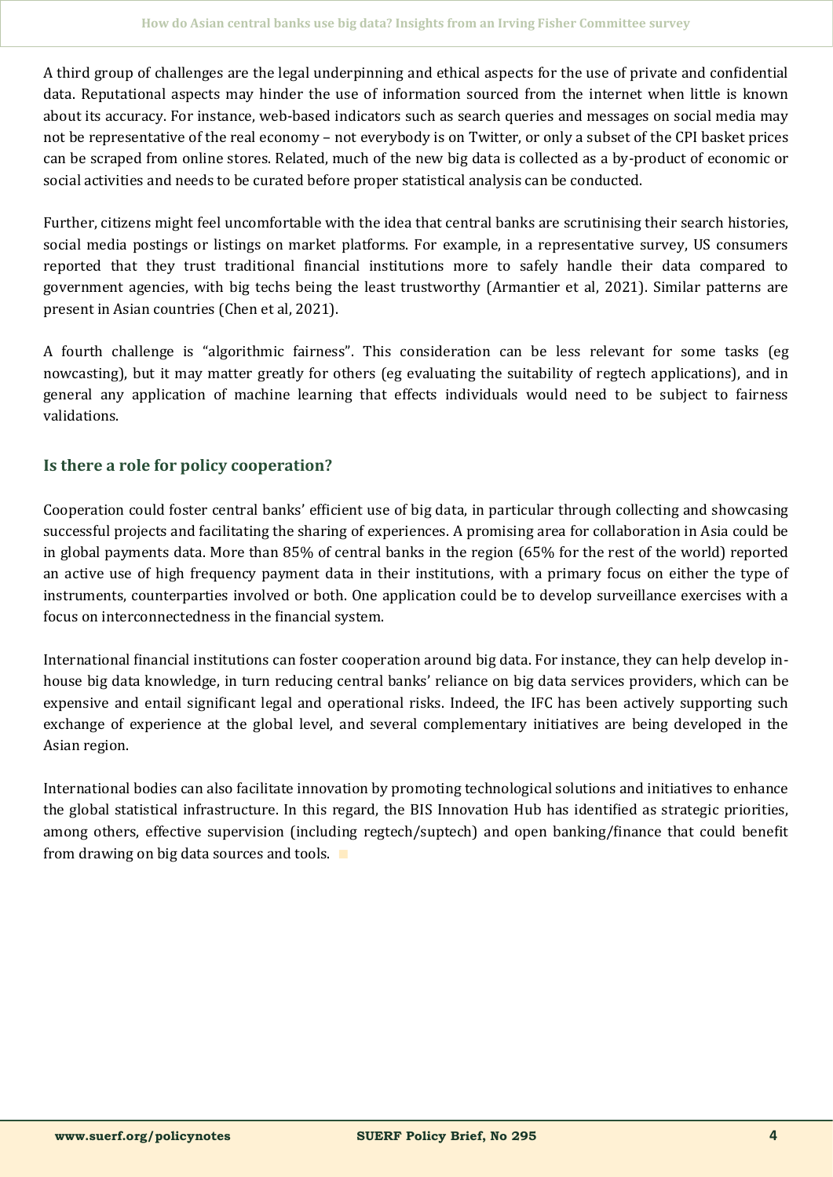A third group of challenges are the legal underpinning and ethical aspects for the use of private and confidential data. Reputational aspects may hinder the use of information sourced from the internet when little is known about its accuracy. For instance, web-based indicators such as search queries and messages on social media may not be representative of the real economy – not everybody is on Twitter, or only a subset of the CPI basket prices can be scraped from online stores. Related, much of the new big data is collected as a by-product of economic or social activities and needs to be curated before proper statistical analysis can be conducted.

Further, citizens might feel uncomfortable with the idea that central banks are scrutinising their search histories, social media postings or listings on market platforms. For example, in a representative survey, US consumers reported that they trust traditional financial institutions more to safely handle their data compared to government agencies, with big techs being the least trustworthy (Armantier et al, 2021). Similar patterns are present in Asian countries (Chen et al, 2021).

A fourth challenge is "algorithmic fairness". This consideration can be less relevant for some tasks (eg nowcasting), but it may matter greatly for others (eg evaluating the suitability of regtech applications), and in general any application of machine learning that effects individuals would need to be subject to fairness validations.

## Is there a role for policy cooperation?

Cooperation could foster central banks' efficient use of big data, in particular through collecting and showcasing successful projects and facilitating the sharing of experiences. A promising area for collaboration in Asia could be in global payments data. More than 85% of central banks in the region (65% for the rest of the world) reported an active use of high frequency payment data in their institutions, with a primary focus on either the type of instruments, counterparties involved or both. One application could be to develop surveillance exercises with a focus on interconnectedness in the financial system.

International financial institutions can foster cooperation around big data. For instance, they can help develop in-house big data knowledge, in turn reducing central banks' reliance on big data services providers, which can be expensive and entail significant legal and operational risks. Indeed, the IFC has been actively supporting such exchange of experience at the global level, and several complementary initiatives are being developed in the Asian region.

International bodies can also facilitate innovation by promoting technological solutions and initiatives to enhance the global statistical infrastructure. In this regard, the BIS Innovation Hub has identified as strategic priorities, among others, effective supervision (including regtech/suptech) and open banking/finance that could benefit from drawing on big data sources and tools.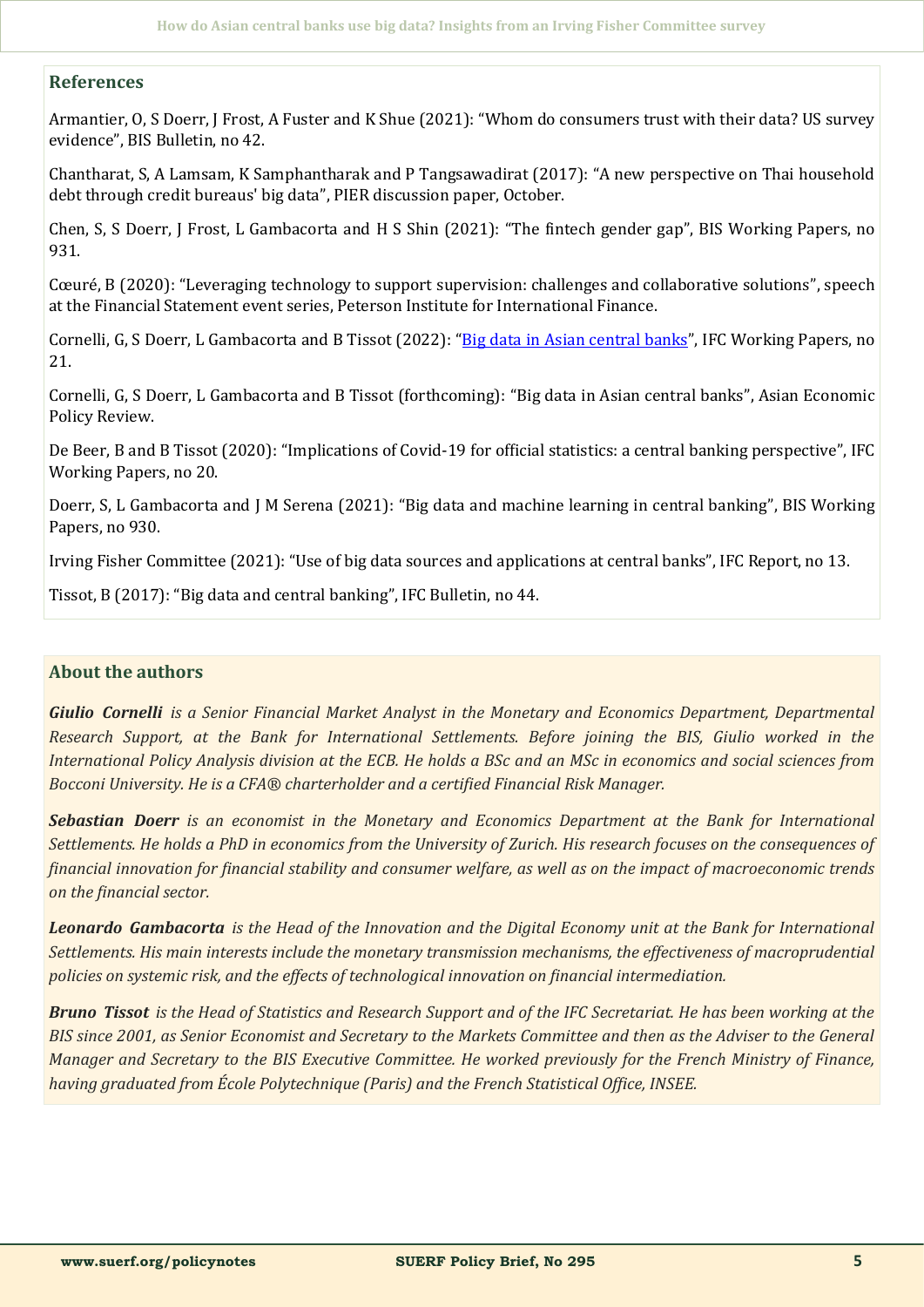## References

Armantier, O, S Doerr, J Frost, A Fuster and K Shue (2021): "Whom do consumers trust with their data? US survey evidence", BIS Bulletin, no 42.

Chantharat, S, A Lamsam, K Samphantharak and P Tangsawadirat (2017): "A new perspective on Thai household debt through credit bureaus' big data", PIER discussion paper, October.

Chen, S, S Doerr, J Frost, L Gambacorta and H S Shin (2021): "The fintech gender gap", BIS Working Papers, no 931.

Cœuré, B (2020): "Leveraging technology to support supervision: challenges and collaborative solutions", speech at the Financial Statement event series, Peterson Institute for International Finance.

Cornelli, G, S Doerr, L Gambacorta and B Tissot (2022): "Big data in Asian central banks", IFC Working Papers, no 21.

Cornelli, G, S Doerr, L Gambacorta and B Tissot (forthcoming): "Big data in Asian central banks", Asian Economic Policy Review.

De Beer, B and B Tissot (2020): "Implications of Covid-19 for official statistics: a central banking perspective", IFC Working Papers, no 20.

Doerr, S, L Gambacorta and J M Serena (2021): "Big data and machine learning in central banking", BIS Working Papers, no 930.

Irving Fisher Committee (2021): "Use of big data sources and applications at central banks", IFC Report, no 13.

Tissot, B (2017): "Big data and central banking", IFC Bulletin, no 44.

## About the authors

***Giulio Cornelli*** *is a Senior Financial Market Analyst in the Monetary and Economics Department, Departmental Research Support, at the Bank for International Settlements. Before joining the BIS, Giulio worked in the International Policy Analysis division at the ECB. He holds a BSc and an MSc in economics and social sciences from Bocconi University. He is a CFA® charterholder and a certified Financial Risk Manager.*

***Sebastian Doerr*** *is an economist in the Monetary and Economics Department at the Bank for International Settlements. He holds a PhD in economics from the University of Zurich. His research focuses on the consequences of financial innovation for financial stability and consumer welfare, as well as on the impact of macroeconomic trends on the financial sector.*

***Leonardo Gambacorta*** *is the Head of the Innovation and the Digital Economy unit at the Bank for International Settlements. His main interests include the monetary transmission mechanisms, the effectiveness of macroprudential policies on systemic risk, and the effects of technological innovation on financial intermediation.*

***Bruno Tissot*** *is the Head of Statistics and Research Support and of the IFC Secretariat. He has been working at the BIS since 2001, as Senior Economist and Secretary to the Markets Committee and then as the Adviser to the General Manager and Secretary to the BIS Executive Committee. He worked previously for the French Ministry of Finance, having graduated from École Polytechnique (Paris) and the French Statistical Office, INSEE.*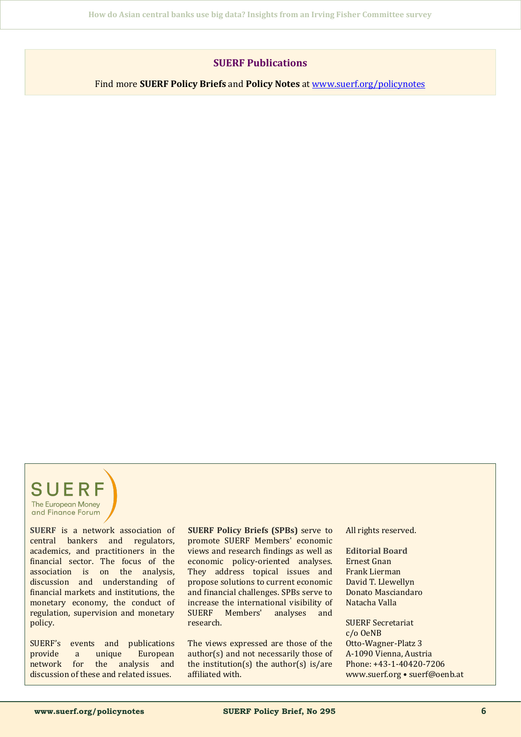## SUERF Publications

Find more **SUERF Policy Briefs** and **Policy Notes** at www.suerf.org/policynotes

SUERF
The European Money and Finance Forum

**SUERF** is a network association of central bankers and regulators, academics, and practitioners in the financial sector. The focus of the association is on the analysis, discussion and understanding of financial markets and institutions, the monetary economy, the conduct of regulation, supervision and monetary policy.

SUERF's events and publications provide a unique European network for the analysis and discussion of these and related issues.

**SUERF Policy Briefs (SPBs)** serve to promote SUERF Members' economic views and research findings as well as economic policy-oriented analyses. They address topical issues and propose solutions to current economic and financial challenges. SPBs serve to increase the international visibility of SUERF Members' analyses and research.

The views expressed are those of the author(s) and not necessarily those of the institution(s) the author(s) is/are affiliated with.

All rights reserved.

**Editorial Board**
Ernest Gnan
Frank Lierman
David T. Llewellyn
Donato Masciandaro
Natacha Valla

SUERF Secretariat
c/o OeNB
Otto-Wagner-Platz 3
A-1090 Vienna, Austria
Phone: +43-1-40420-7206
www.suerf.org • suerf@oenb.at